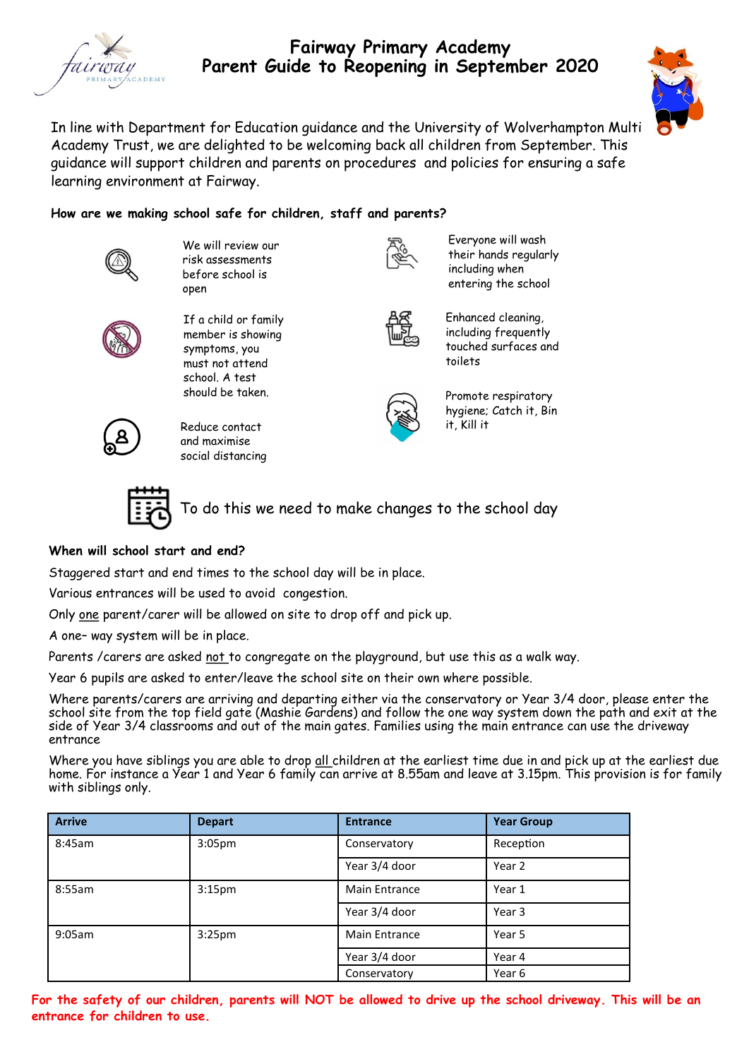# Fairway Primary Academy
## Parent Guide to Reopening in September 2020

In line with Department for Education guidance and the University of Wolverhampton Multi Academy Trust, we are delighted to be welcoming back all children from September. This guidance will support children and parents on procedures and policies for ensuring a safe learning environment at Fairway.

**How are we making school safe for children, staff and parents?**

- We will review our risk assessments before school is open
- If a child or family member is showing symptoms, you must not attend school. A test should be taken.
- Reduce contact and maximise social distancing
- Everyone will wash their hands regularly including when entering the school
- Enhanced cleaning, including frequently touched surfaces and toilets
- Promote respiratory hygiene; Catch it, Bin it, Kill it

To do this we need to make changes to the school day

**When will school start and end?**

Staggered start and end times to the school day will be in place.

Various entrances will be used to avoid congestion.

Only one parent/carer will be allowed on site to drop off and pick up.

A one– way system will be in place.

Parents /carers are asked not to congregate on the playground, but use this as a walk way.

Year 6 pupils are asked to enter/leave the school site on their own where possible.

Where parents/carers are arriving and departing either via the conservatory or Year 3/4 door, please enter the school site from the top field gate (Mashie Gardens) and follow the one way system down the path and exit at the side of Year 3/4 classrooms and out of the main gates. Families using the main entrance can use the driveway entrance

Where you have siblings you are able to drop all children at the earliest time due in and pick up at the earliest due home. For instance a Year 1 and Year 6 family can arrive at 8.55am and leave at 3.15pm. This provision is for family with siblings only.

| Arrive | Depart | Entrance | Year Group |
|---|---|---|---|
| 8:45am | 3:05pm | Conservatory | Reception |
| | | Year 3/4 door | Year 2 |
| 8:55am | 3:15pm | Main Entrance | Year 1 |
| | | Year 3/4 door | Year 3 |
| 9:05am | 3:25pm | Main Entrance | Year 5 |
| | | Year 3/4 door | Year 4 |
| | | Conservatory | Year 6 |

**For the safety of our children, parents will NOT be allowed to drive up the school driveway. This will be an entrance for children to use.**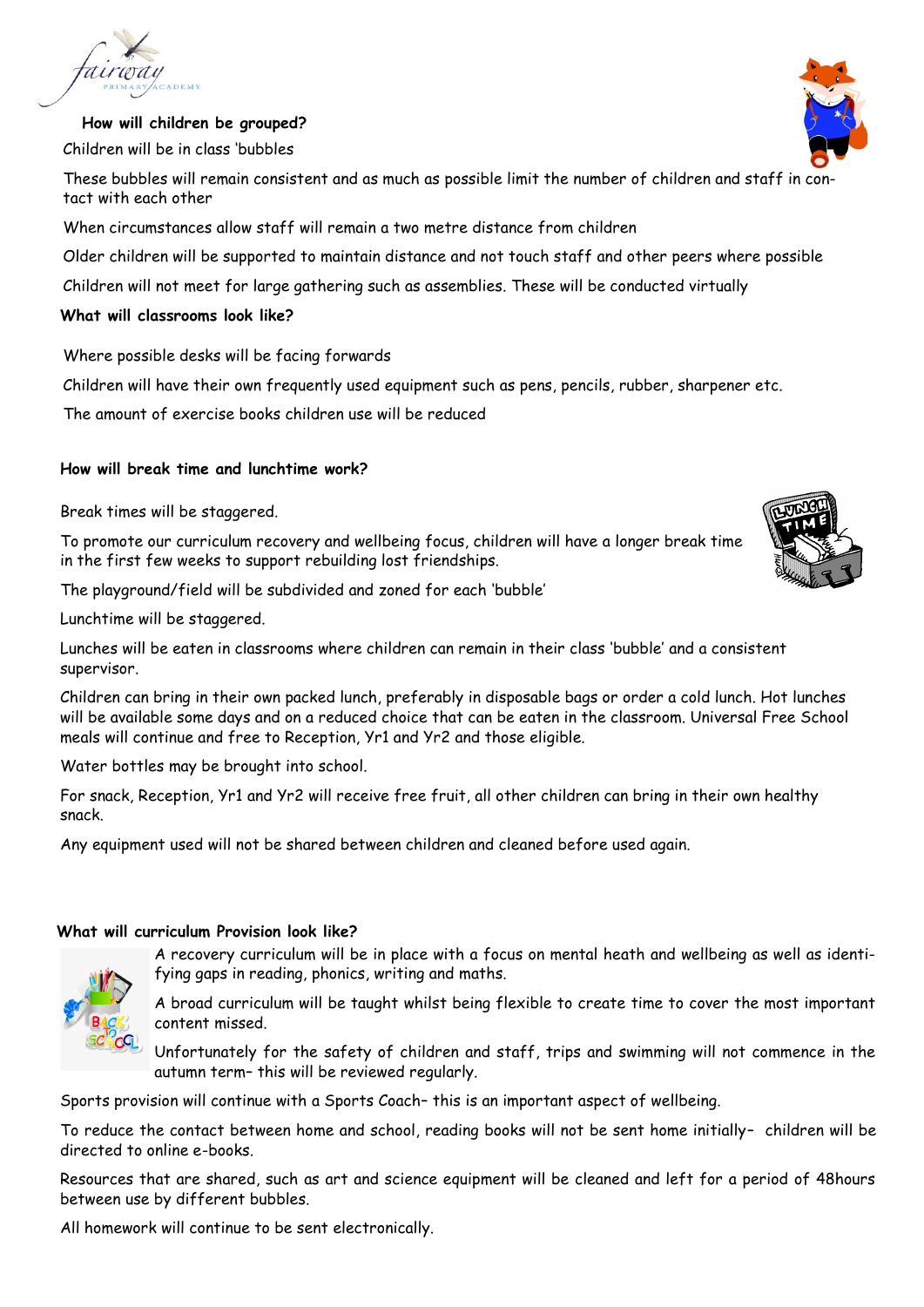### How will children be grouped?

Children will be in class 'bubbles

These bubbles will remain consistent and as much as possible limit the number of children and staff in contact with each other

When circumstances allow staff will remain a two metre distance from children

Older children will be supported to maintain distance and not touch staff and other peers where possible

Children will not meet for large gathering such as assemblies. These will be conducted virtually

### What will classrooms look like?

Where possible desks will be facing forwards

Children will have their own frequently used equipment such as pens, pencils, rubber, sharpener etc.

The amount of exercise books children use will be reduced

### How will break time and lunchtime work?

Break times will be staggered.

To promote our curriculum recovery and wellbeing focus, children will have a longer break time in the first few weeks to support rebuilding lost friendships.

The playground/field will be subdivided and zoned for each 'bubble'

Lunchtime will be staggered.

Lunches will be eaten in classrooms where children can remain in their class 'bubble' and a consistent supervisor.

Children can bring in their own packed lunch, preferably in disposable bags or order a cold lunch. Hot lunches will be available some days and on a reduced choice that can be eaten in the classroom. Universal Free School meals will continue and free to Reception, Yr1 and Yr2 and those eligible.

Water bottles may be brought into school.

For snack, Reception, Yr1 and Yr2 will receive free fruit, all other children can bring in their own healthy snack.

Any equipment used will not be shared between children and cleaned before used again.

### What will curriculum Provision look like?

A recovery curriculum will be in place with a focus on mental heath and wellbeing as well as identifying gaps in reading, phonics, writing and maths.

A broad curriculum will be taught whilst being flexible to create time to cover the most important content missed.

Unfortunately for the safety of children and staff, trips and swimming will not commence in the autumn term– this will be reviewed regularly.

Sports provision will continue with a Sports Coach– this is an important aspect of wellbeing.

To reduce the contact between home and school, reading books will not be sent home initially– children will be directed to online e-books.

Resources that are shared, such as art and science equipment will be cleaned and left for a period of 48hours between use by different bubbles.

All homework will continue to be sent electronically.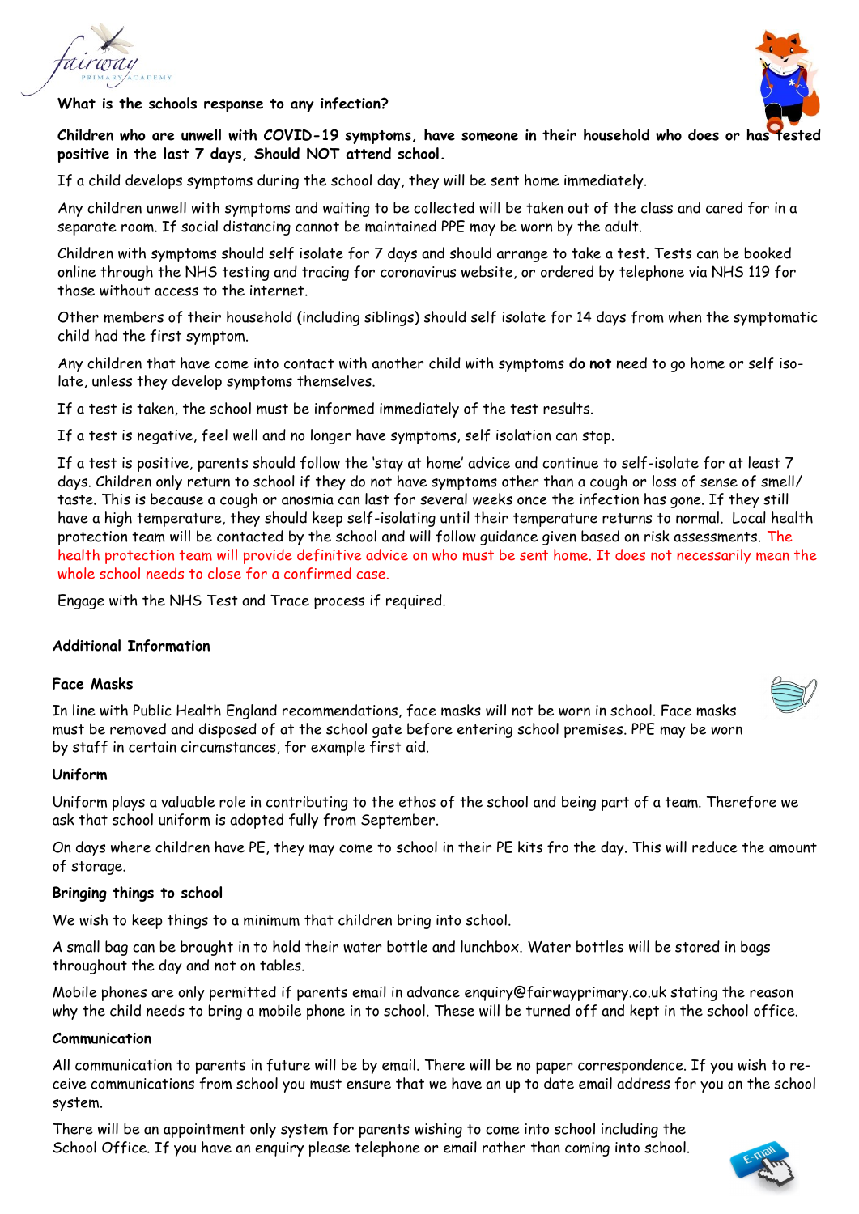**What is the schools response to any infection?**

**Children who are unwell with COVID-19 symptoms, have someone in their household who does or has tested positive in the last 7 days, Should NOT attend school.**

If a child develops symptoms during the school day, they will be sent home immediately.

Any children unwell with symptoms and waiting to be collected will be taken out of the class and cared for in a separate room. If social distancing cannot be maintained PPE may be worn by the adult.

Children with symptoms should self isolate for 7 days and should arrange to take a test. Tests can be booked online through the NHS testing and tracing for coronavirus website, or ordered by telephone via NHS 119 for those without access to the internet.

Other members of their household (including siblings) should self isolate for 14 days from when the symptomatic child had the first symptom.

Any children that have come into contact with another child with symptoms **do not** need to go home or self isolate, unless they develop symptoms themselves.

If a test is taken, the school must be informed immediately of the test results.

If a test is negative, feel well and no longer have symptoms, self isolation can stop.

If a test is positive, parents should follow the 'stay at home' advice and continue to self-isolate for at least 7 days. Children only return to school if they do not have symptoms other than a cough or loss of sense of smell/ taste. This is because a cough or anosmia can last for several weeks once the infection has gone. If they still have a high temperature, they should keep self-isolating until their temperature returns to normal. Local health protection team will be contacted by the school and will follow guidance given based on risk assessments. The health protection team will provide definitive advice on who must be sent home. It does not necessarily mean the whole school needs to close for a confirmed case.

Engage with the NHS Test and Trace process if required.

## Additional Information

### Face Masks

In line with Public Health England recommendations, face masks will not be worn in school. Face masks must be removed and disposed of at the school gate before entering school premises. PPE may be worn by staff in certain circumstances, for example first aid.

### Uniform

Uniform plays a valuable role in contributing to the ethos of the school and being part of a team. Therefore we ask that school uniform is adopted fully from September.

On days where children have PE, they may come to school in their PE kits fro the day. This will reduce the amount of storage.

### Bringing things to school

We wish to keep things to a minimum that children bring into school.

A small bag can be brought in to hold their water bottle and lunchbox. Water bottles will be stored in bags throughout the day and not on tables.

Mobile phones are only permitted if parents email in advance enquiry@fairwayprimary.co.uk stating the reason why the child needs to bring a mobile phone in to school. These will be turned off and kept in the school office.

### Communication

All communication to parents in future will be by email. There will be no paper correspondence. If you wish to receive communications from school you must ensure that we have an up to date email address for you on the school system.

There will be an appointment only system for parents wishing to come into school including the School Office. If you have an enquiry please telephone or email rather than coming into school.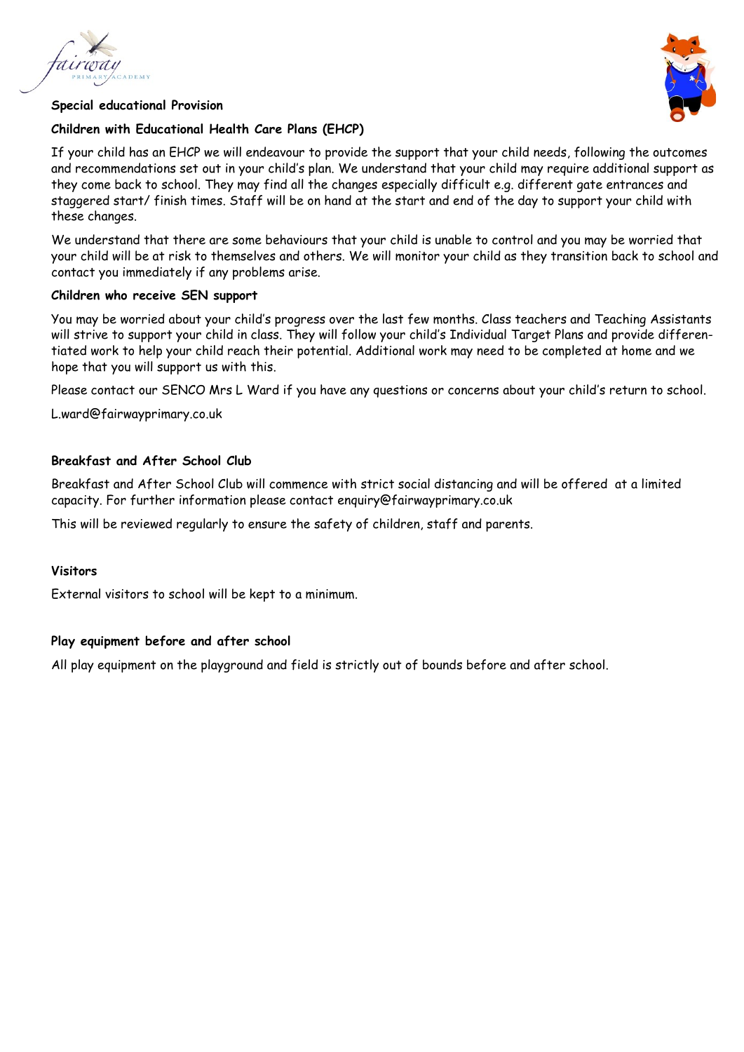## Special educational Provision

### Children with Educational Health Care Plans (EHCP)

If your child has an EHCP we will endeavour to provide the support that your child needs, following the outcomes and recommendations set out in your child's plan. We understand that your child may require additional support as they come back to school. They may find all the changes especially difficult e.g. different gate entrances and staggered start/ finish times. Staff will be on hand at the start and end of the day to support your child with these changes.

We understand that there are some behaviours that your child is unable to control and you may be worried that your child will be at risk to themselves and others. We will monitor your child as they transition back to school and contact you immediately if any problems arise.

### Children who receive SEN support

You may be worried about your child's progress over the last few months. Class teachers and Teaching Assistants will strive to support your child in class. They will follow your child's Individual Target Plans and provide differentiated work to help your child reach their potential. Additional work may need to be completed at home and we hope that you will support us with this.

Please contact our SENCO Mrs L Ward if you have any questions or concerns about your child's return to school.

L.ward@fairwayprimary.co.uk

## Breakfast and After School Club

Breakfast and After School Club will commence with strict social distancing and will be offered at a limited capacity. For further information please contact enquiry@fairwayprimary.co.uk

This will be reviewed regularly to ensure the safety of children, staff and parents.

## Visitors

External visitors to school will be kept to a minimum.

## Play equipment before and after school

All play equipment on the playground and field is strictly out of bounds before and after school.